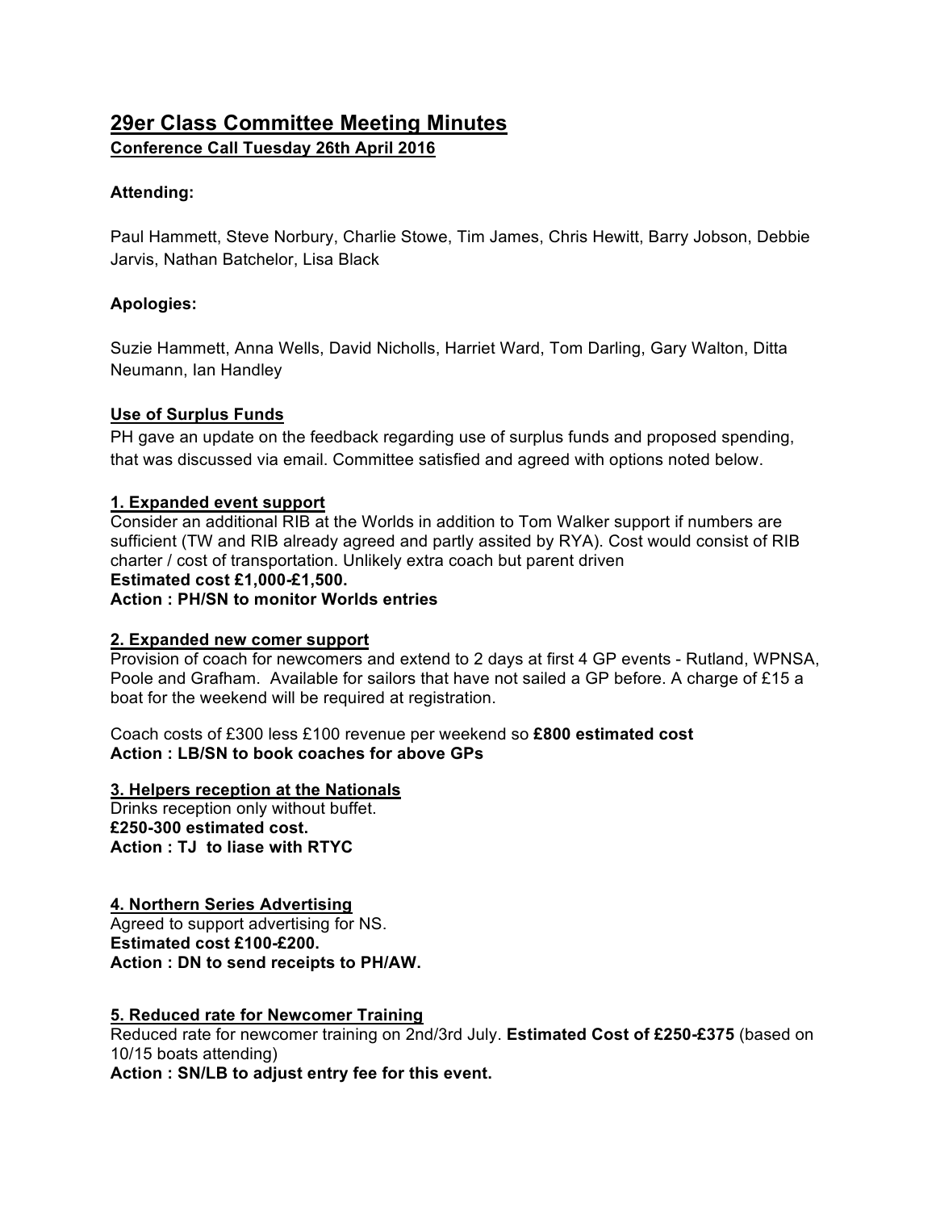# 29er Class Committee Meeting Minutes

## Conference Call Tuesday 26th April 2016

**Attending:**

Paul Hammett, Steve Norbury, Charlie Stowe, Tim James, Chris Hewitt, Barry Jobson, Debbie Jarvis, Nathan Batchelor, Lisa Black

**Apologies:**

Suzie Hammett, Anna Wells, David Nicholls, Harriet Ward, Tom Darling, Gary Walton, Ditta Neumann, Ian Handley

### Use of Surplus Funds

PH gave an update on the feedback regarding use of surplus funds and proposed spending, that was discussed via email. Committee satisfied and agreed with options noted below.

#### 1. Expanded event support

Consider an additional RIB at the Worlds in addition to Tom Walker support if numbers are sufficient (TW and RIB already agreed and partly assited by RYA). Cost would consist of RIB charter / cost of transportation. Unlikely extra coach but parent driven

**Estimated cost £1,000-£1,500.**

**Action : PH/SN to monitor Worlds entries**

#### 2. Expanded new comer support

Provision of coach for newcomers and extend to 2 days at first 4 GP events - Rutland, WPNSA, Poole and Grafham. Available for sailors that have not sailed a GP before. A charge of £15 a boat for the weekend will be required at registration.

Coach costs of £300 less £100 revenue per weekend so **£800 estimated cost**

**Action : LB/SN to book coaches for above GPs**

#### 3. Helpers reception at the Nationals

Drinks reception only without buffet.

**£250-300 estimated cost.**

**Action : TJ to liase with RTYC**

#### 4. Northern Series Advertising

Agreed to support advertising for NS.

**Estimated cost £100-£200.**

**Action : DN to send receipts to PH/AW.**

#### 5. Reduced rate for Newcomer Training

Reduced rate for newcomer training on 2nd/3rd July. **Estimated Cost of £250-£375** (based on 10/15 boats attending)

**Action : SN/LB to adjust entry fee for this event.**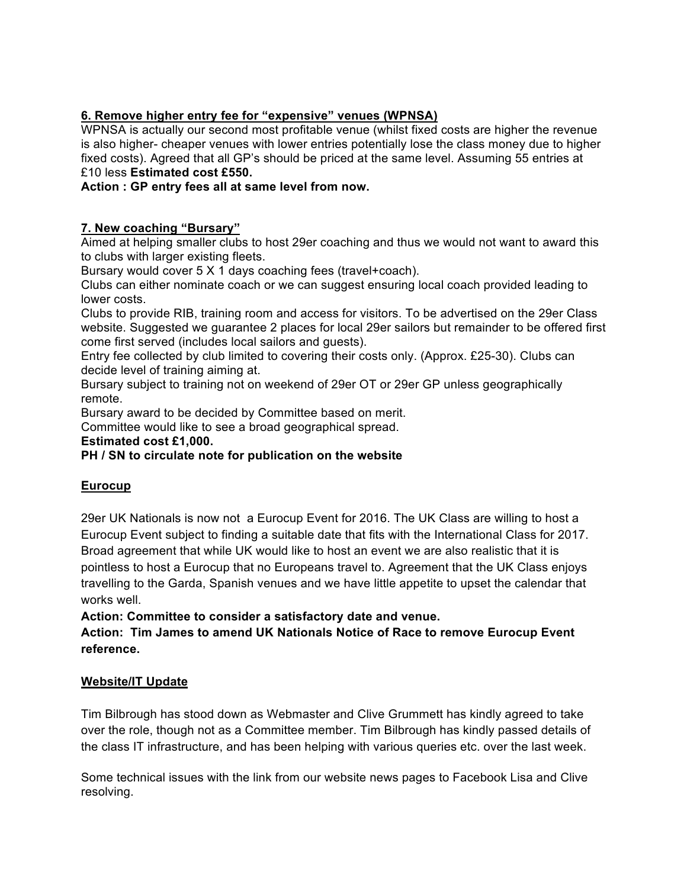**6. Remove higher entry fee for "expensive" venues (WPNSA)**

WPNSA is actually our second most profitable venue (whilst fixed costs are higher the revenue is also higher- cheaper venues with lower entries potentially lose the class money due to higher fixed costs). Agreed that all GP's should be priced at the same level. Assuming 55 entries at £10 less **Estimated cost £550.**

**Action : GP entry fees all at same level from now.**

**7. New coaching "Bursary"**

Aimed at helping smaller clubs to host 29er coaching and thus we would not want to award this to clubs with larger existing fleets.

Bursary would cover 5 X 1 days coaching fees (travel+coach).

Clubs can either nominate coach or we can suggest ensuring local coach provided leading to lower costs.

Clubs to provide RIB, training room and access for visitors. To be advertised on the 29er Class website. Suggested we guarantee 2 places for local 29er sailors but remainder to be offered first come first served (includes local sailors and guests).

Entry fee collected by club limited to covering their costs only. (Approx. £25-30). Clubs can decide level of training aiming at.

Bursary subject to training not on weekend of 29er OT or 29er GP unless geographically remote.

Bursary award to be decided by Committee based on merit.

Committee would like to see a broad geographical spread.

**Estimated cost £1,000.**

**PH / SN to circulate note for publication on the website**

**Eurocup**

29er UK Nationals is now not a Eurocup Event for 2016. The UK Class are willing to host a Eurocup Event subject to finding a suitable date that fits with the International Class for 2017. Broad agreement that while UK would like to host an event we are also realistic that it is pointless to host a Eurocup that no Europeans travel to. Agreement that the UK Class enjoys travelling to the Garda, Spanish venues and we have little appetite to upset the calendar that works well.

**Action: Committee to consider a satisfactory date and venue.**

**Action: Tim James to amend UK Nationals Notice of Race to remove Eurocup Event reference.**

**Website/IT Update**

Tim Bilbrough has stood down as Webmaster and Clive Grummett has kindly agreed to take over the role, though not as a Committee member. Tim Bilbrough has kindly passed details of the class IT infrastructure, and has been helping with various queries etc. over the last week.

Some technical issues with the link from our website news pages to Facebook Lisa and Clive resolving.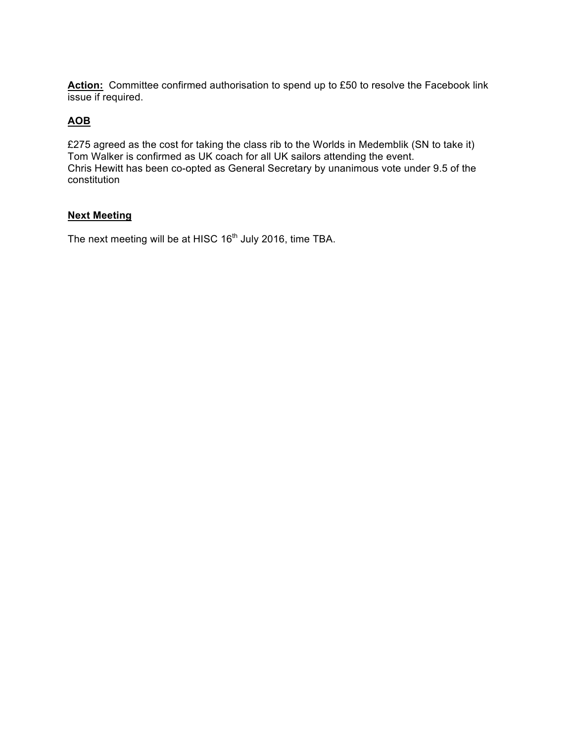**Action:** Committee confirmed authorisation to spend up to £50 to resolve the Facebook link issue if required.

**AOB**

£275 agreed as the cost for taking the class rib to the Worlds in Medemblik (SN to take it)
Tom Walker is confirmed as UK coach for all UK sailors attending the event.
Chris Hewitt has been co-opted as General Secretary by unanimous vote under 9.5 of the constitution

**Next Meeting**

The next meeting will be at HISC 16th July 2016, time TBA.